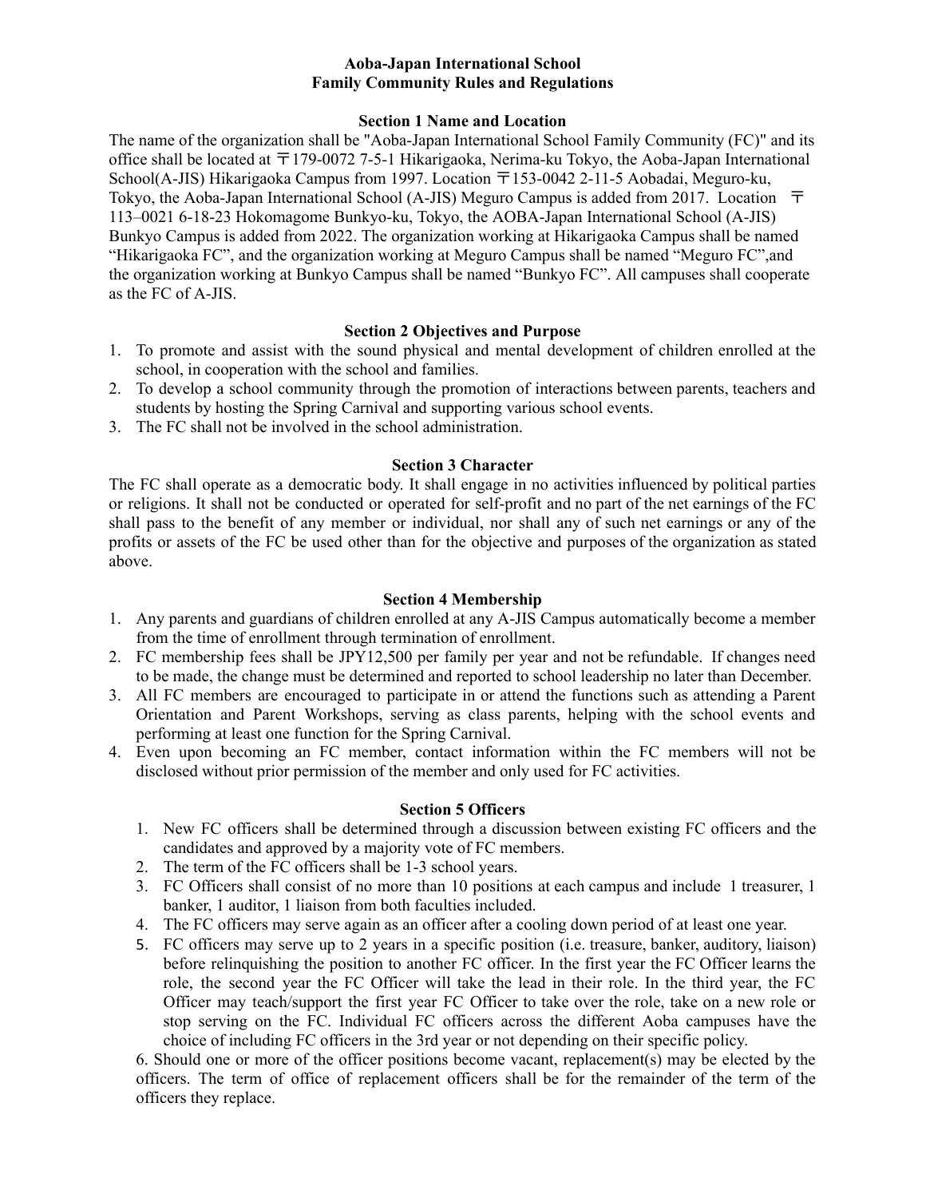# Aoba-Japan International School
# Family Community Rules and Regulations

## Section 1 Name and Location

The name of the organization shall be "Aoba-Japan International School Family Community (FC)" and its office shall be located at 〒179-0072 7-5-1 Hikarigaoka, Nerima-ku Tokyo, the Aoba-Japan International School(A-JIS) Hikarigaoka Campus from 1997. Location 〒153-0042 2-11-5 Aobadai, Meguro-ku, Tokyo, the Aoba-Japan International School (A-JIS) Meguro Campus is added from 2017. Location 〒 113–0021 6-18-23 Hokomagome Bunkyo-ku, Tokyo, the AOBA-Japan International School (A-JIS) Bunkyo Campus is added from 2022. The organization working at Hikarigaoka Campus shall be named "Hikarigaoka FC", and the organization working at Meguro Campus shall be named "Meguro FC",and the organization working at Bunkyo Campus shall be named "Bunkyo FC". All campuses shall cooperate as the FC of A-JIS.

## Section 2 Objectives and Purpose

1. To promote and assist with the sound physical and mental development of children enrolled at the school, in cooperation with the school and families.
2. To develop a school community through the promotion of interactions between parents, teachers and students by hosting the Spring Carnival and supporting various school events.
3. The FC shall not be involved in the school administration.

## Section 3 Character

The FC shall operate as a democratic body. It shall engage in no activities influenced by political parties or religions. It shall not be conducted or operated for self-profit and no part of the net earnings of the FC shall pass to the benefit of any member or individual, nor shall any of such net earnings or any of the profits or assets of the FC be used other than for the objective and purposes of the organization as stated above.

## Section 4 Membership

1. Any parents and guardians of children enrolled at any A-JIS Campus automatically become a member from the time of enrollment through termination of enrollment.
2. FC membership fees shall be JPY12,500 per family per year and not be refundable. If changes need to be made, the change must be determined and reported to school leadership no later than December.
3. All FC members are encouraged to participate in or attend the functions such as attending a Parent Orientation and Parent Workshops, serving as class parents, helping with the school events and performing at least one function for the Spring Carnival.
4. Even upon becoming an FC member, contact information within the FC members will not be disclosed without prior permission of the member and only used for FC activities.

## Section 5 Officers

1. New FC officers shall be determined through a discussion between existing FC officers and the candidates and approved by a majority vote of FC members.
2. The term of the FC officers shall be 1-3 school years.
3. FC Officers shall consist of no more than 10 positions at each campus and include 1 treasurer, 1 banker, 1 auditor, 1 liaison from both faculties included.
4. The FC officers may serve again as an officer after a cooling down period of at least one year.
5. FC officers may serve up to 2 years in a specific position (i.e. treasure, banker, auditory, liaison) before relinquishing the position to another FC officer. In the first year the FC Officer learns the role, the second year the FC Officer will take the lead in their role. In the third year, the FC Officer may teach/support the first year FC Officer to take over the role, take on a new role or stop serving on the FC. Individual FC officers across the different Aoba campuses have the choice of including FC officers in the 3rd year or not depending on their specific policy.

6. Should one or more of the officer positions become vacant, replacement(s) may be elected by the officers. The term of office of replacement officers shall be for the remainder of the term of the officers they replace.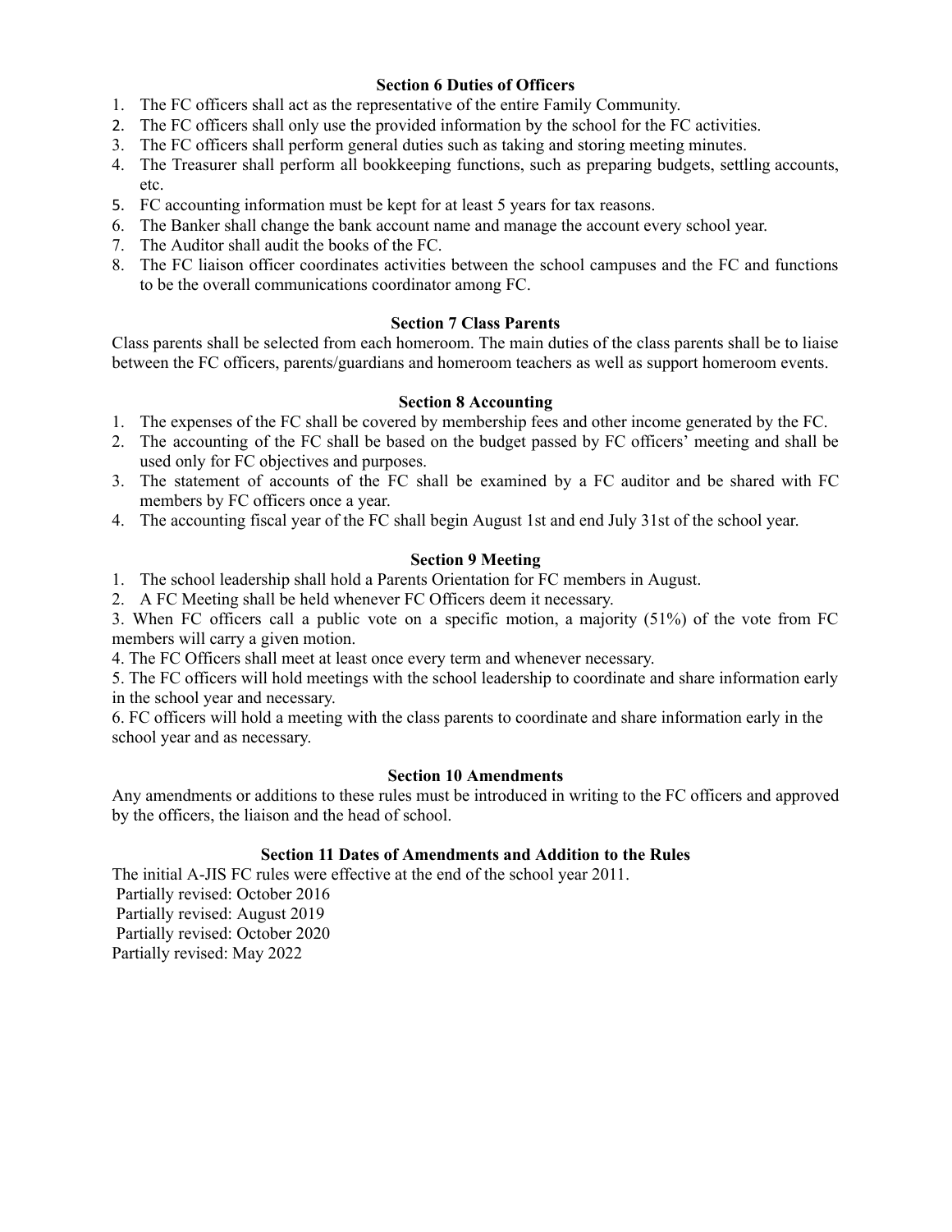## Section 6 Duties of Officers

1. The FC officers shall act as the representative of the entire Family Community.
2. The FC officers shall only use the provided information by the school for the FC activities.
3. The FC officers shall perform general duties such as taking and storing meeting minutes.
4. The Treasurer shall perform all bookkeeping functions, such as preparing budgets, settling accounts, etc.
5. FC accounting information must be kept for at least 5 years for tax reasons.
6. The Banker shall change the bank account name and manage the account every school year.
7. The Auditor shall audit the books of the FC.
8. The FC liaison officer coordinates activities between the school campuses and the FC and functions to be the overall communications coordinator among FC.

## Section 7 Class Parents

Class parents shall be selected from each homeroom. The main duties of the class parents shall be to liaise between the FC officers, parents/guardians and homeroom teachers as well as support homeroom events.

## Section 8 Accounting

1. The expenses of the FC shall be covered by membership fees and other income generated by the FC.
2. The accounting of the FC shall be based on the budget passed by FC officers' meeting and shall be used only for FC objectives and purposes.
3. The statement of accounts of the FC shall be examined by a FC auditor and be shared with FC members by FC officers once a year.
4. The accounting fiscal year of the FC shall begin August 1st and end July 31st of the school year.

## Section 9 Meeting

1. The school leadership shall hold a Parents Orientation for FC members in August.
2. A FC Meeting shall be held whenever FC Officers deem it necessary.
3. When FC officers call a public vote on a specific motion, a majority (51%) of the vote from FC members will carry a given motion.
4. The FC Officers shall meet at least once every term and whenever necessary.
5. The FC officers will hold meetings with the school leadership to coordinate and share information early in the school year and necessary.
6. FC officers will hold a meeting with the class parents to coordinate and share information early in the school year and as necessary.

## Section 10 Amendments

Any amendments or additions to these rules must be introduced in writing to the FC officers and approved by the officers, the liaison and the head of school.

## Section 11 Dates of Amendments and Addition to the Rules

The initial A-JIS FC rules were effective at the end of the school year 2011.
Partially revised: October 2016
Partially revised: August 2019
Partially revised: October 2020
Partially revised: May 2022